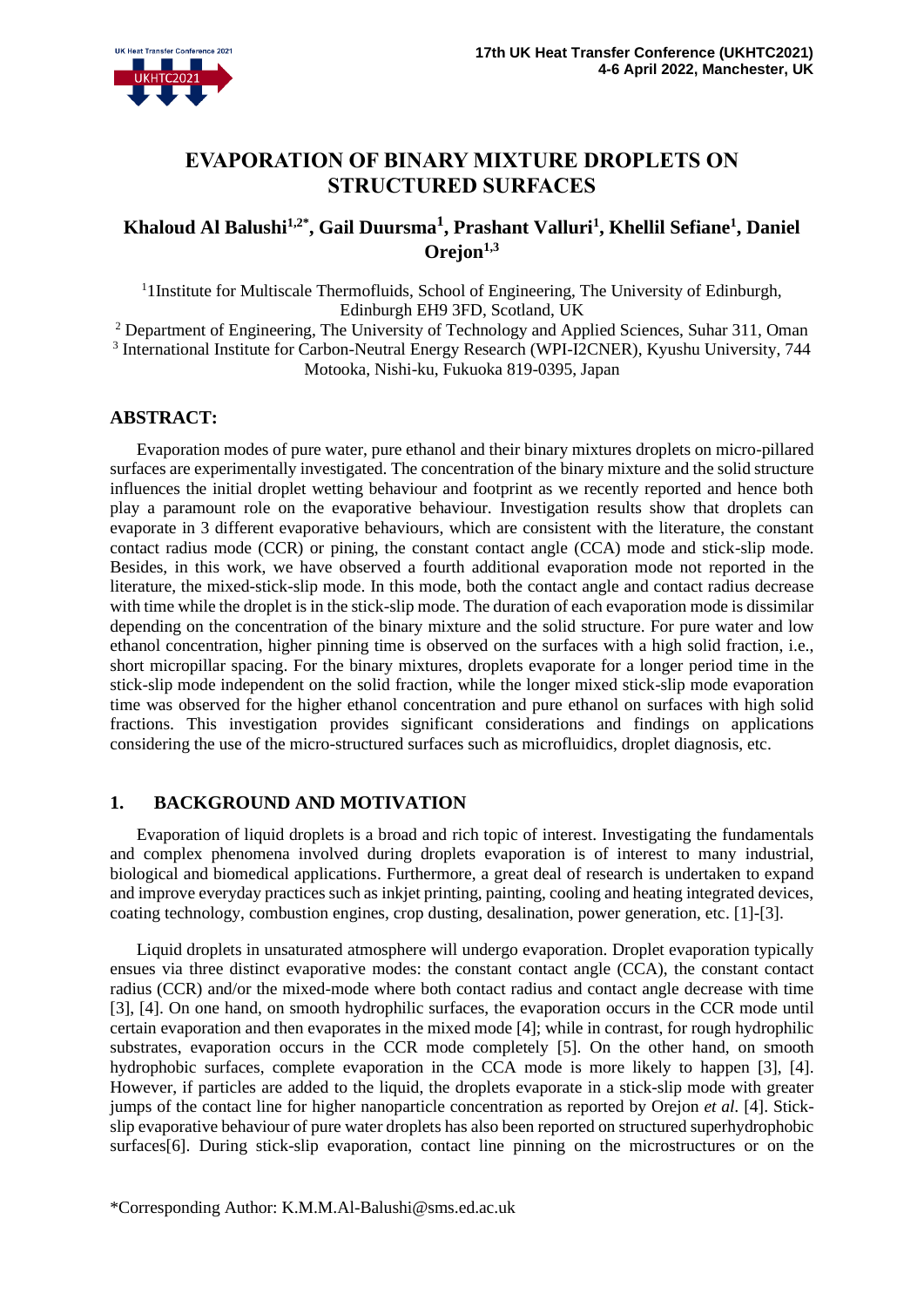# EVAPORATION OF BINARY MIXTURE DROPLETS ON STRUCTURED SURFACES

**Khaloud Al Balushi[1,2*], Gail Duursma[1], Prashant Valluri[1], Khellil Sefiane[1], Daniel Orejon[1,3]**

[1]1Institute for Multiscale Thermofluids, School of Engineering, The University of Edinburgh, Edinburgh EH9 3FD, Scotland, UK

[2] Department of Engineering, The University of Technology and Applied Sciences, Suhar 311, Oman

[3] International Institute for Carbon-Neutral Energy Research (WPI-I2CNER), Kyushu University, 744 Motooka, Nishi-ku, Fukuoka 819-0395, Japan

## ABSTRACT:

Evaporation modes of pure water, pure ethanol and their binary mixtures droplets on micro-pillared surfaces are experimentally investigated. The concentration of the binary mixture and the solid structure influences the initial droplet wetting behaviour and footprint as we recently reported and hence both play a paramount role on the evaporative behaviour. Investigation results show that droplets can evaporate in 3 different evaporative behaviours, which are consistent with the literature, the constant contact radius mode (CCR) or pining, the constant contact angle (CCA) mode and stick-slip mode. Besides, in this work, we have observed a fourth additional evaporation mode not reported in the literature, the mixed-stick-slip mode. In this mode, both the contact angle and contact radius decrease with time while the droplet is in the stick-slip mode. The duration of each evaporation mode is dissimilar depending on the concentration of the binary mixture and the solid structure. For pure water and low ethanol concentration, higher pinning time is observed on the surfaces with a high solid fraction, i.e., short micropillar spacing. For the binary mixtures, droplets evaporate for a longer period time in the stick-slip mode independent on the solid fraction, while the longer mixed stick-slip mode evaporation time was observed for the higher ethanol concentration and pure ethanol on surfaces with high solid fractions. This investigation provides significant considerations and findings on applications considering the use of the micro-structured surfaces such as microfluidics, droplet diagnosis, etc.

## 1. BACKGROUND AND MOTIVATION

Evaporation of liquid droplets is a broad and rich topic of interest. Investigating the fundamentals and complex phenomena involved during droplets evaporation is of interest to many industrial, biological and biomedical applications. Furthermore, a great deal of research is undertaken to expand and improve everyday practices such as inkjet printing, painting, cooling and heating integrated devices, coating technology, combustion engines, crop dusting, desalination, power generation, etc. [1]-[3].

Liquid droplets in unsaturated atmosphere will undergo evaporation. Droplet evaporation typically ensues via three distinct evaporative modes: the constant contact angle (CCA), the constant contact radius (CCR) and/or the mixed-mode where both contact radius and contact angle decrease with time [3], [4]. On one hand, on smooth hydrophilic surfaces, the evaporation occurs in the CCR mode until certain evaporation and then evaporates in the mixed mode [4]; while in contrast, for rough hydrophilic substrates, evaporation occurs in the CCR mode completely [5]. On the other hand, on smooth hydrophobic surfaces, complete evaporation in the CCA mode is more likely to happen [3], [4]. However, if particles are added to the liquid, the droplets evaporate in a stick-slip mode with greater jumps of the contact line for higher nanoparticle concentration as reported by Orejon *et al.* [4]. Stick-slip evaporative behaviour of pure water droplets has also been reported on structured superhydrophobic surfaces[6]. During stick-slip evaporation, contact line pinning on the microstructures or on the

*Corresponding Author: K.M.M.Al-Balushi@sms.ed.ac.uk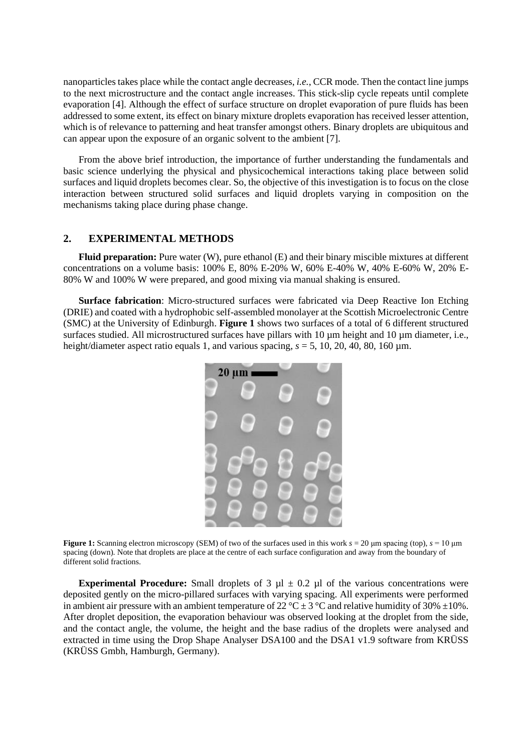nanoparticles takes place while the contact angle decreases, *i.e.*, CCR mode. Then the contact line jumps to the next microstructure and the contact angle increases. This stick-slip cycle repeats until complete evaporation [4]. Although the effect of surface structure on droplet evaporation of pure fluids has been addressed to some extent, its effect on binary mixture droplets evaporation has received lesser attention, which is of relevance to patterning and heat transfer amongst others. Binary droplets are ubiquitous and can appear upon the exposure of an organic solvent to the ambient [7].

From the above brief introduction, the importance of further understanding the fundamentals and basic science underlying the physical and physicochemical interactions taking place between solid surfaces and liquid droplets becomes clear. So, the objective of this investigation is to focus on the close interaction between structured solid surfaces and liquid droplets varying in composition on the mechanisms taking place during phase change.

## 2. EXPERIMENTAL METHODS

**Fluid preparation:** Pure water (W), pure ethanol (E) and their binary miscible mixtures at different concentrations on a volume basis: 100% E, 80% E-20% W, 60% E-40% W, 40% E-60% W, 20% E-80% W and 100% W were prepared, and good mixing via manual shaking is ensured.

**Surface fabrication**: Micro-structured surfaces were fabricated via Deep Reactive Ion Etching (DRIE) and coated with a hydrophobic self-assembled monolayer at the Scottish Microelectronic Centre (SMC) at the University of Edinburgh. **Figure 1** shows two surfaces of a total of 6 different structured surfaces studied. All microstructured surfaces have pillars with 10 µm height and 10 µm diameter, i.e., height/diameter aspect ratio equals 1, and various spacing, $s$ = 5, 10, 20, 40, 80, 160 µm.

**Figure 1:** Scanning electron microscopy (SEM) of two of the surfaces used in this work $s$ = 20 µm spacing (top), $s$ = 10 µm spacing (down). Note that droplets are place at the centre of each surface configuration and away from the boundary of different solid fractions.

**Experimental Procedure:** Small droplets of 3 µl ± 0.2 µl of the various concentrations were deposited gently on the micro-pillared surfaces with varying spacing. All experiments were performed in ambient air pressure with an ambient temperature of 22 °C ± 3 °C and relative humidity of 30% ±10%. After droplet deposition, the evaporation behaviour was observed looking at the droplet from the side, and the contact angle, the volume, the height and the base radius of the droplets were analysed and extracted in time using the Drop Shape Analyser DSA100 and the DSA1 v1.9 software from KRÜSS (KRÜSS Gmbh, Hamburgh, Germany).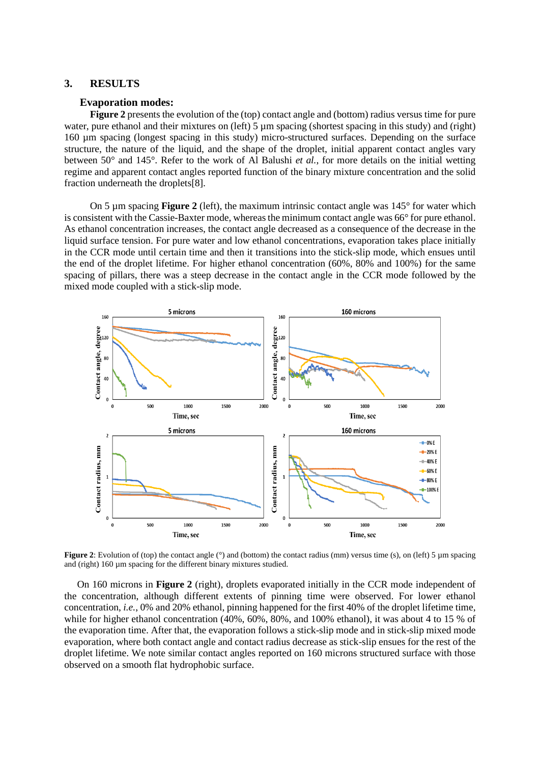## 3. RESULTS

### Evaporation modes:

**Figure 2** presents the evolution of the (top) contact angle and (bottom) radius versus time for pure water, pure ethanol and their mixtures on (left) 5 µm spacing (shortest spacing in this study) and (right) 160 µm spacing (longest spacing in this study) micro-structured surfaces. Depending on the surface structure, the nature of the liquid, and the shape of the droplet, initial apparent contact angles vary between 50° and 145°. Refer to the work of Al Balushi *et al.*, for more details on the initial wetting regime and apparent contact angles reported function of the binary mixture concentration and the solid fraction underneath the droplets[8].

On 5 µm spacing **Figure 2** (left), the maximum intrinsic contact angle was 145° for water which is consistent with the Cassie-Baxter mode, whereas the minimum contact angle was 66° for pure ethanol. As ethanol concentration increases, the contact angle decreased as a consequence of the decrease in the liquid surface tension. For pure water and low ethanol concentrations, evaporation takes place initially in the CCR mode until certain time and then it transitions into the stick-slip mode, which ensues until the end of the droplet lifetime. For higher ethanol concentration (60%, 80% and 100%) for the same spacing of pillars, there was a steep decrease in the contact angle in the CCR mode followed by the mixed mode coupled with a stick-slip mode.

**Figure 2**: Evolution of (top) the contact angle (°) and (bottom) the contact radius (mm) versus time (s), on (left) 5 µm spacing and (right) 160 µm spacing for the different binary mixtures studied.

On 160 microns in **Figure 2** (right), droplets evaporated initially in the CCR mode independent of the concentration, although different extents of pinning time were observed. For lower ethanol concentration, *i.e.*, 0% and 20% ethanol, pinning happened for the first 40% of the droplet lifetime time, while for higher ethanol concentration (40%, 60%, 80%, and 100% ethanol), it was about 4 to 15 % of the evaporation time. After that, the evaporation follows a stick-slip mode and in stick-slip mixed mode evaporation, where both contact angle and contact radius decrease as stick-slip ensues for the rest of the droplet lifetime. We note similar contact angles reported on 160 microns structured surface with those observed on a smooth flat hydrophobic surface.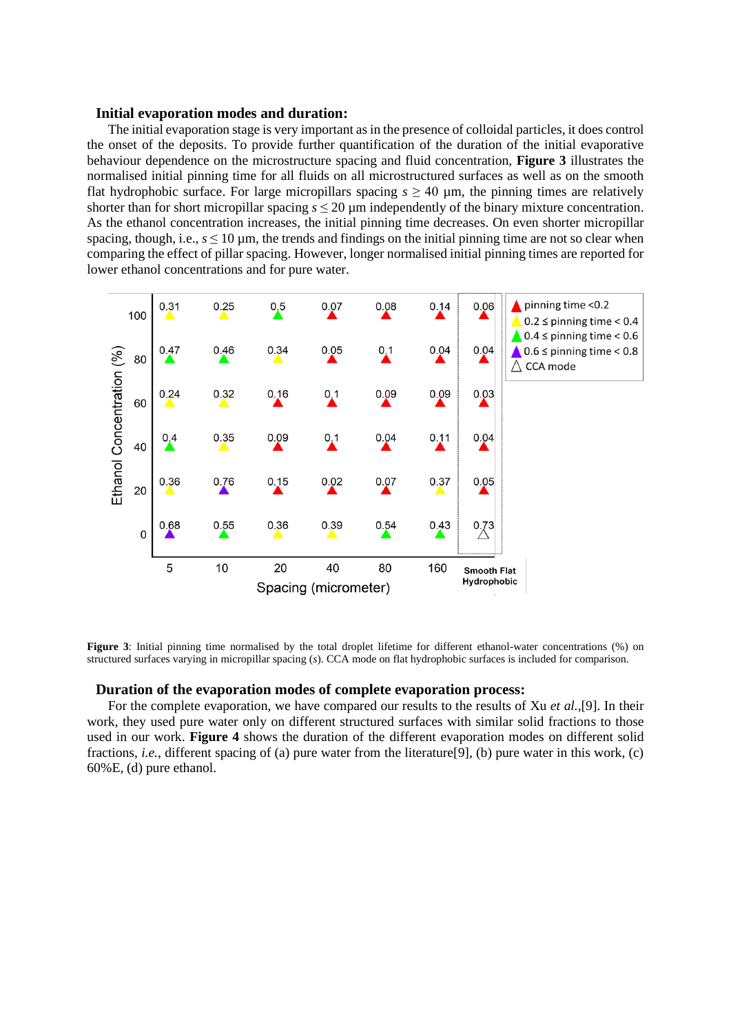### Initial evaporation modes and duration:

The initial evaporation stage is very important as in the presence of colloidal particles, it does control the onset of the deposits. To provide further quantification of the duration of the initial evaporative behaviour dependence on the microstructure spacing and fluid concentration, **Figure 3** illustrates the normalised initial pinning time for all fluids on all microstructured surfaces as well as on the smooth flat hydrophobic surface. For large micropillars spacing $s \geq 40$ µm, the pinning times are relatively shorter than for short micropillar spacing $s \leq 20$ µm independently of the binary mixture concentration. As the ethanol concentration increases, the initial pinning time decreases. On even shorter micropillar spacing, though, i.e., $s \leq 10$ µm, the trends and findings on the initial pinning time are not so clear when comparing the effect of pillar spacing. However, longer normalised initial pinning times are reported for lower ethanol concentrations and for pure water.

| Ethanol Concentration (%) | 5 | 10 | 20 | 40 | 80 | 160 | Smooth Flat Hydrophobic |
|---|---|---|---|---|---|---|---|
| 100 | 0.31 | 0.25 | 0.5 | 0.07 | 0.08 | 0.14 | 0.06 |
| 80 | 0.47 | 0.46 | 0.34 | 0.05 | 0.1 | 0.04 | 0.04 |
| 60 | 0.24 | 0.32 | 0.16 | 0.1 | 0.09 | 0.09 | 0.03 |
| 40 | 0.4 | 0.35 | 0.09 | 0.1 | 0.04 | 0.11 | 0.04 |
| 20 | 0.36 | 0.76 | 0.15 | 0.02 | 0.07 | 0.37 | 0.05 |
| 0 | 0.68 | 0.55 | 0.36 | 0.39 | 0.54 | 0.43 | 0.73 (CCA mode) |

Spacing (micrometer). Legend: pinning time <0.2; 0.2 ≤ pinning time < 0.4; 0.4 ≤ pinning time < 0.6; 0.6 ≤ pinning time < 0.8; CCA mode.

**Figure 3**: Initial pinning time normalised by the total droplet lifetime for different ethanol-water concentrations (%) on structured surfaces varying in micropillar spacing ($s$). CCA mode on flat hydrophobic surfaces is included for comparison.

### Duration of the evaporation modes of complete evaporation process:

For the complete evaporation, we have compared our results to the results of Xu *et al.*,[9]. In their work, they used pure water only on different structured surfaces with similar solid fractions to those used in our work. **Figure 4** shows the duration of the different evaporation modes on different solid fractions, *i.e.*, different spacing of (a) pure water from the literature[9], (b) pure water in this work, (c) 60%E, (d) pure ethanol.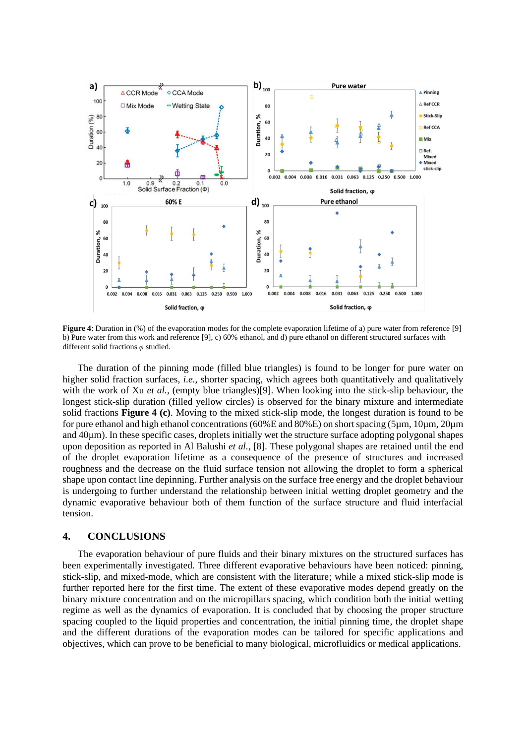**Figure 4**: Duration in (%) of the evaporation modes for the complete evaporation lifetime of a) pure water from reference [9] b) Pure water from this work and reference [9], c) 60% ethanol, and d) pure ethanol on different structured surfaces with different solid fractions $\varphi$ studied.

The duration of the pinning mode (filled blue triangles) is found to be longer for pure water on higher solid fraction surfaces, *i.e.*, shorter spacing, which agrees both quantitatively and qualitatively with the work of Xu *et al.*, (empty blue triangles)[9]. When looking into the stick-slip behaviour, the longest stick-slip duration (filled yellow circles) is observed for the binary mixture and intermediate solid fractions **Figure 4 (c)**. Moving to the mixed stick-slip mode, the longest duration is found to be for pure ethanol and high ethanol concentrations (60%E and 80%E) on short spacing (5µm, 10µm, 20µm and 40µm). In these specific cases, droplets initially wet the structure surface adopting polygonal shapes upon deposition as reported in Al Balushi *et al.*, [8]. These polygonal shapes are retained until the end of the droplet evaporation lifetime as a consequence of the presence of structures and increased roughness and the decrease on the fluid surface tension not allowing the droplet to form a spherical shape upon contact line depinning. Further analysis on the surface free energy and the droplet behaviour is undergoing to further understand the relationship between initial wetting droplet geometry and the dynamic evaporative behaviour both of them function of the surface structure and fluid interfacial tension.

## 4. CONCLUSIONS

The evaporation behaviour of pure fluids and their binary mixtures on the structured surfaces has been experimentally investigated. Three different evaporative behaviours have been noticed: pinning, stick-slip, and mixed-mode, which are consistent with the literature; while a mixed stick-slip mode is further reported here for the first time. The extent of these evaporative modes depend greatly on the binary mixture concentration and on the micropillars spacing, which condition both the initial wetting regime as well as the dynamics of evaporation. It is concluded that by choosing the proper structure spacing coupled to the liquid properties and concentration, the initial pinning time, the droplet shape and the different durations of the evaporation modes can be tailored for specific applications and objectives, which can prove to be beneficial to many biological, microfluidics or medical applications.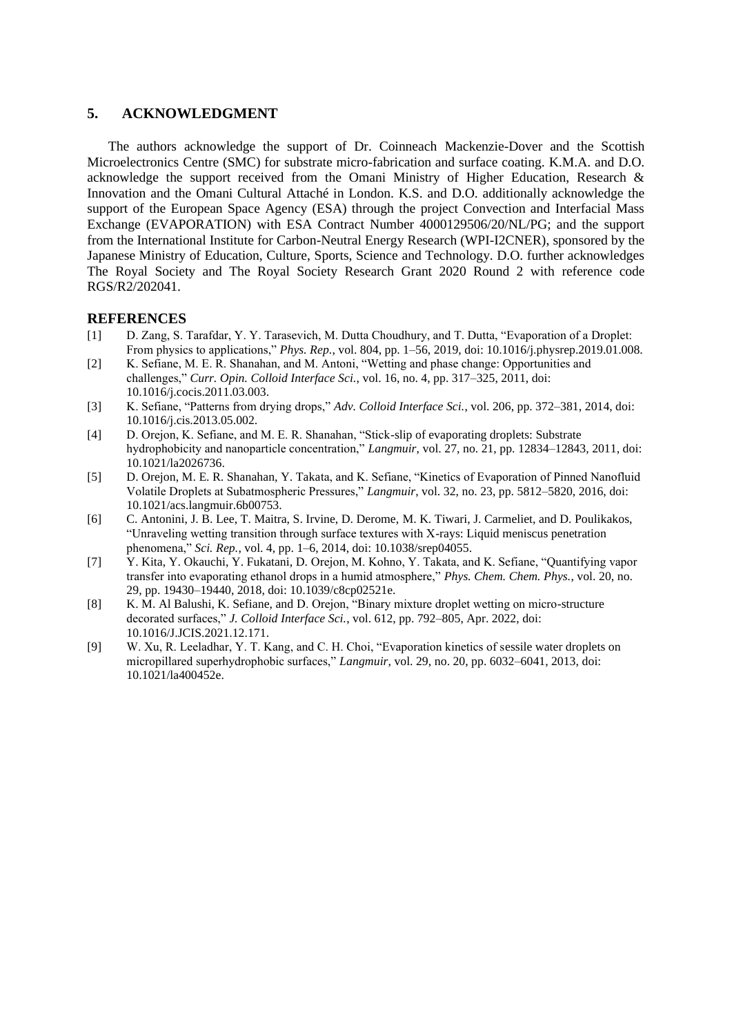## 5. ACKNOWLEDGMENT

The authors acknowledge the support of Dr. Coinneach Mackenzie-Dover and the Scottish Microelectronics Centre (SMC) for substrate micro-fabrication and surface coating. K.M.A. and D.O. acknowledge the support received from the Omani Ministry of Higher Education, Research & Innovation and the Omani Cultural Attaché in London. K.S. and D.O. additionally acknowledge the support of the European Space Agency (ESA) through the project Convection and Interfacial Mass Exchange (EVAPORATION) with ESA Contract Number 4000129506/20/NL/PG; and the support from the International Institute for Carbon-Neutral Energy Research (WPI-I2CNER), sponsored by the Japanese Ministry of Education, Culture, Sports, Science and Technology. D.O. further acknowledges The Royal Society and The Royal Society Research Grant 2020 Round 2 with reference code RGS/R2/202041.

## REFERENCES

[1] D. Zang, S. Tarafdar, Y. Y. Tarasevich, M. Dutta Choudhury, and T. Dutta, "Evaporation of a Droplet: From physics to applications," *Phys. Rep.*, vol. 804, pp. 1–56, 2019, doi: 10.1016/j.physrep.2019.01.008.

[2] K. Sefiane, M. E. R. Shanahan, and M. Antoni, "Wetting and phase change: Opportunities and challenges," *Curr. Opin. Colloid Interface Sci.*, vol. 16, no. 4, pp. 317–325, 2011, doi: 10.1016/j.cocis.2011.03.003.

[3] K. Sefiane, "Patterns from drying drops," *Adv. Colloid Interface Sci.*, vol. 206, pp. 372–381, 2014, doi: 10.1016/j.cis.2013.05.002.

[4] D. Orejon, K. Sefiane, and M. E. R. Shanahan, "Stick-slip of evaporating droplets: Substrate hydrophobicity and nanoparticle concentration," *Langmuir*, vol. 27, no. 21, pp. 12834–12843, 2011, doi: 10.1021/la2026736.

[5] D. Orejon, M. E. R. Shanahan, Y. Takata, and K. Sefiane, "Kinetics of Evaporation of Pinned Nanofluid Volatile Droplets at Subatmospheric Pressures," *Langmuir*, vol. 32, no. 23, pp. 5812–5820, 2016, doi: 10.1021/acs.langmuir.6b00753.

[6] C. Antonini, J. B. Lee, T. Maitra, S. Irvine, D. Derome, M. K. Tiwari, J. Carmeliet, and D. Poulikakos, "Unraveling wetting transition through surface textures with X-rays: Liquid meniscus penetration phenomena," *Sci. Rep.*, vol. 4, pp. 1–6, 2014, doi: 10.1038/srep04055.

[7] Y. Kita, Y. Okauchi, Y. Fukatani, D. Orejon, M. Kohno, Y. Takata, and K. Sefiane, "Quantifying vapor transfer into evaporating ethanol drops in a humid atmosphere," *Phys. Chem. Chem. Phys.*, vol. 20, no. 29, pp. 19430–19440, 2018, doi: 10.1039/c8cp02521e.

[8] K. M. Al Balushi, K. Sefiane, and D. Orejon, "Binary mixture droplet wetting on micro-structure decorated surfaces," *J. Colloid Interface Sci.*, vol. 612, pp. 792–805, Apr. 2022, doi: 10.1016/J.JCIS.2021.12.171.

[9] W. Xu, R. Leeladhar, Y. T. Kang, and C. H. Choi, "Evaporation kinetics of sessile water droplets on micropillared superhydrophobic surfaces," *Langmuir*, vol. 29, no. 20, pp. 6032–6041, 2013, doi: 10.1021/la400452e.